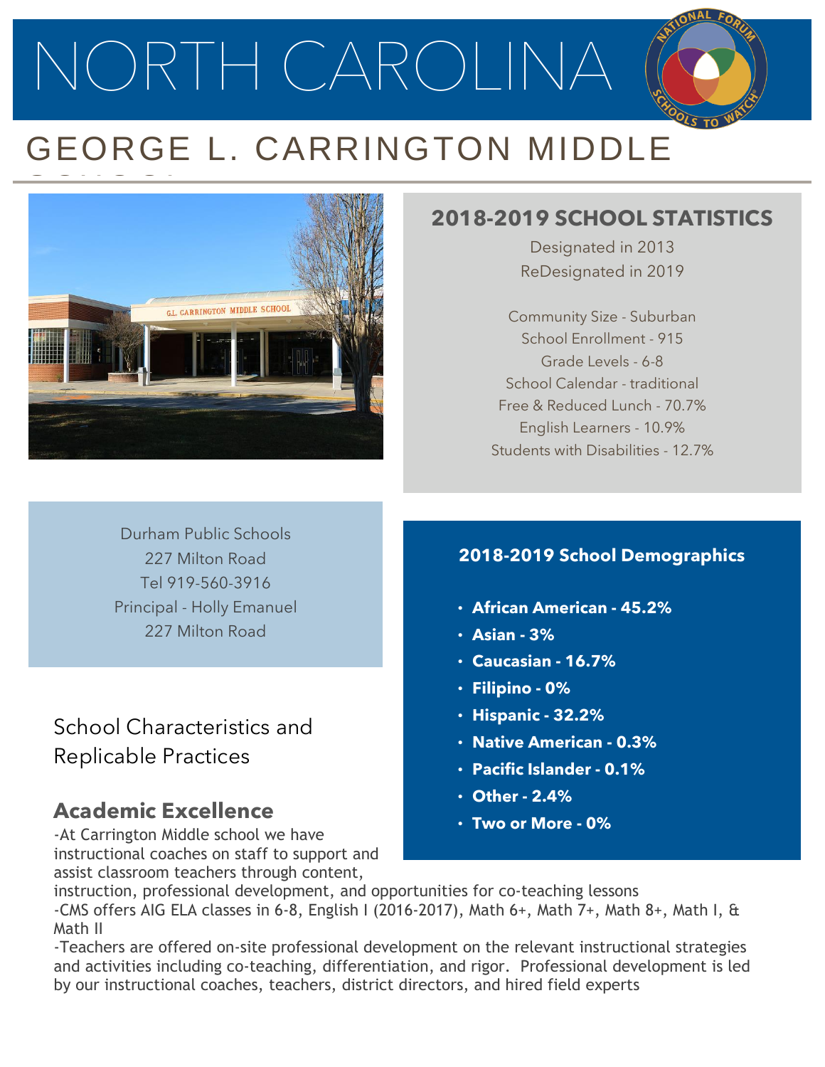# NORTH CAROLINA

## GEORGE L. CARRINGTON MIDDLE SCHOOL

### 2018-2019 SCHOOL STATISTICS

Designated in 2013
ReDesignated in 2019

Community Size - Suburban
School Enrollment - 915
Grade Levels - 6-8
School Calendar - traditional
Free & Reduced Lunch - 70.7%
English Learners - 10.9%
Students with Disabilities - 12.7%

Durham Public Schools
227 Milton Road
Tel 919-560-3916
Principal - Holly Emanuel
227 Milton Road

### 2018-2019 School Demographics

- **African American - 45.2%**
- **Asian - 3%**
- **Caucasian - 16.7%**
- **Filipino - 0%**
- **Hispanic - 32.2%**
- **Native American - 0.3%**
- **Pacific Islander - 0.1%**
- **Other - 2.4%**
- **Two or More - 0%**

## School Characteristics and Replicable Practices

### Academic Excellence

-At Carrington Middle school we have instructional coaches on staff to support and assist classroom teachers through content, instruction, professional development, and opportunities for co-teaching lessons
-CMS offers AIG ELA classes in 6-8, English I (2016-2017), Math 6+, Math 7+, Math 8+, Math I, & Math II
-Teachers are offered on-site professional development on the relevant instructional strategies and activities including co-teaching, differentiation, and rigor. Professional development is led by our instructional coaches, teachers, district directors, and hired field experts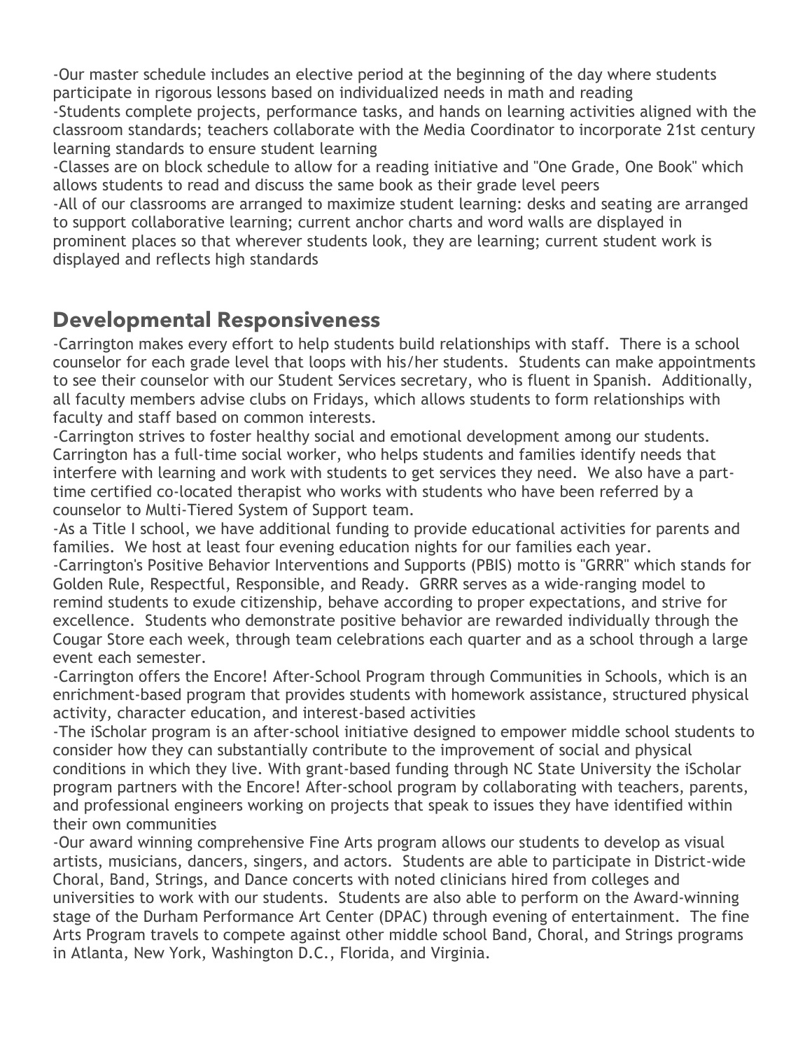-Our master schedule includes an elective period at the beginning of the day where students participate in rigorous lessons based on individualized needs in math and reading
-Students complete projects, performance tasks, and hands on learning activities aligned with the classroom standards; teachers collaborate with the Media Coordinator to incorporate 21st century learning standards to ensure student learning
-Classes are on block schedule to allow for a reading initiative and "One Grade, One Book" which allows students to read and discuss the same book as their grade level peers
-All of our classrooms are arranged to maximize student learning: desks and seating are arranged to support collaborative learning; current anchor charts and word walls are displayed in prominent places so that wherever students look, they are learning; current student work is displayed and reflects high standards

## Developmental Responsiveness

-Carrington makes every effort to help students build relationships with staff. There is a school counselor for each grade level that loops with his/her students. Students can make appointments to see their counselor with our Student Services secretary, who is fluent in Spanish. Additionally, all faculty members advise clubs on Fridays, which allows students to form relationships with faculty and staff based on common interests.
-Carrington strives to foster healthy social and emotional development among our students. Carrington has a full-time social worker, who helps students and families identify needs that interfere with learning and work with students to get services they need. We also have a part-time certified co-located therapist who works with students who have been referred by a counselor to Multi-Tiered System of Support team.
-As a Title I school, we have additional funding to provide educational activities for parents and families. We host at least four evening education nights for our families each year.
-Carrington's Positive Behavior Interventions and Supports (PBIS) motto is "GRRR" which stands for Golden Rule, Respectful, Responsible, and Ready. GRRR serves as a wide-ranging model to remind students to exude citizenship, behave according to proper expectations, and strive for excellence. Students who demonstrate positive behavior are rewarded individually through the Cougar Store each week, through team celebrations each quarter and as a school through a large event each semester.
-Carrington offers the Encore! After-School Program through Communities in Schools, which is an enrichment-based program that provides students with homework assistance, structured physical activity, character education, and interest-based activities
-The iScholar program is an after-school initiative designed to empower middle school students to consider how they can substantially contribute to the improvement of social and physical conditions in which they live. With grant-based funding through NC State University the iScholar program partners with the Encore! After-school program by collaborating with teachers, parents, and professional engineers working on projects that speak to issues they have identified within their own communities
-Our award winning comprehensive Fine Arts program allows our students to develop as visual artists, musicians, dancers, singers, and actors. Students are able to participate in District-wide Choral, Band, Strings, and Dance concerts with noted clinicians hired from colleges and universities to work with our students. Students are also able to perform on the Award-winning stage of the Durham Performance Art Center (DPAC) through evening of entertainment. The fine Arts Program travels to compete against other middle school Band, Choral, and Strings programs in Atlanta, New York, Washington D.C., Florida, and Virginia.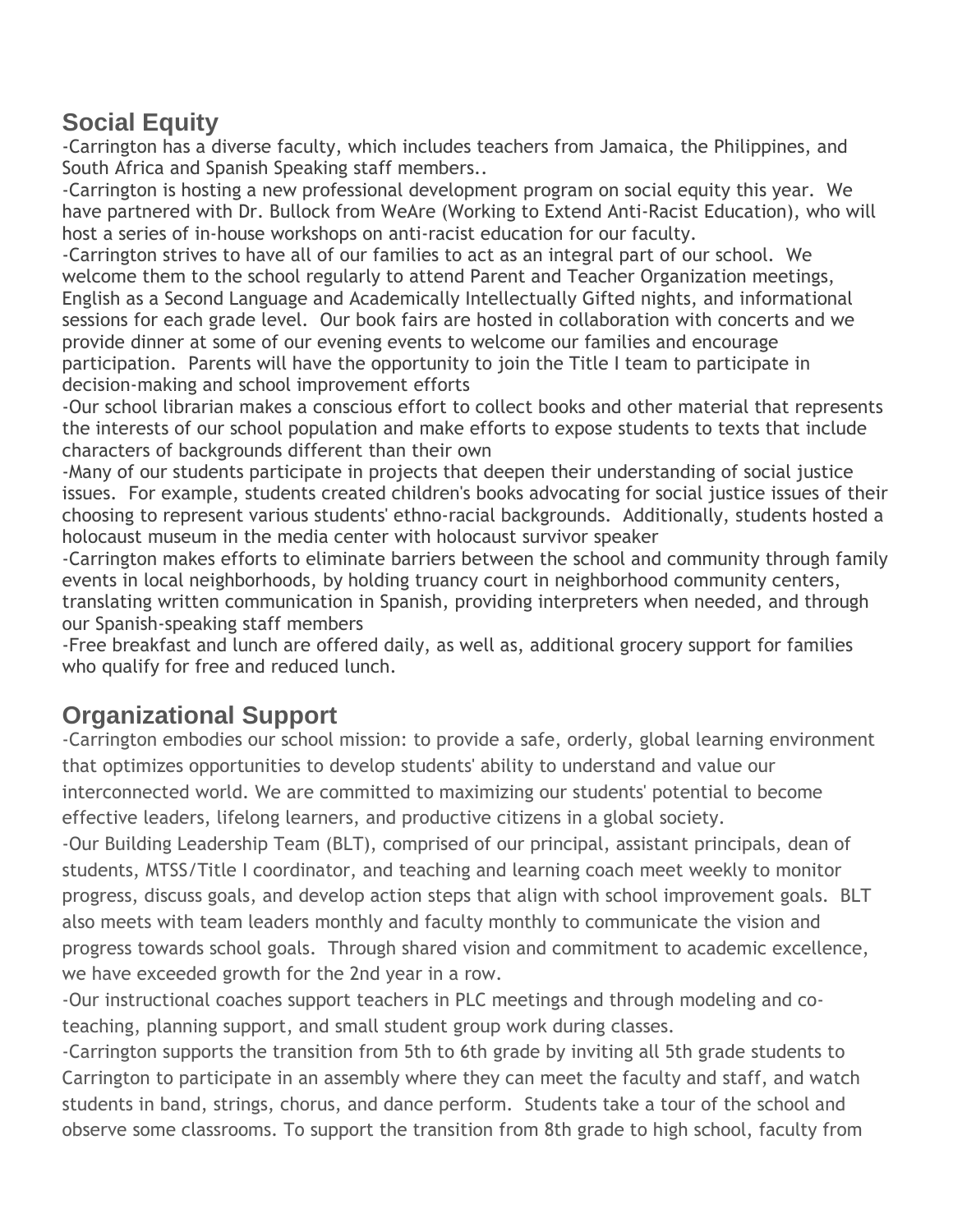## Social Equity

-Carrington has a diverse faculty, which includes teachers from Jamaica, the Philippines, and South Africa and Spanish Speaking staff members..

-Carrington is hosting a new professional development program on social equity this year. We have partnered with Dr. Bullock from WeAre (Working to Extend Anti-Racist Education), who will host a series of in-house workshops on anti-racist education for our faculty.

-Carrington strives to have all of our families to act as an integral part of our school. We welcome them to the school regularly to attend Parent and Teacher Organization meetings, English as a Second Language and Academically Intellectually Gifted nights, and informational sessions for each grade level. Our book fairs are hosted in collaboration with concerts and we provide dinner at some of our evening events to welcome our families and encourage participation. Parents will have the opportunity to join the Title I team to participate in decision-making and school improvement efforts

-Our school librarian makes a conscious effort to collect books and other material that represents the interests of our school population and make efforts to expose students to texts that include characters of backgrounds different than their own

-Many of our students participate in projects that deepen their understanding of social justice issues. For example, students created children's books advocating for social justice issues of their choosing to represent various students' ethno-racial backgrounds. Additionally, students hosted a holocaust museum in the media center with holocaust survivor speaker

-Carrington makes efforts to eliminate barriers between the school and community through family events in local neighborhoods, by holding truancy court in neighborhood community centers, translating written communication in Spanish, providing interpreters when needed, and through our Spanish-speaking staff members

-Free breakfast and lunch are offered daily, as well as, additional grocery support for families who qualify for free and reduced lunch.

## Organizational Support

-Carrington embodies our school mission: to provide a safe, orderly, global learning environment that optimizes opportunities to develop students' ability to understand and value our interconnected world. We are committed to maximizing our students' potential to become effective leaders, lifelong learners, and productive citizens in a global society.

-Our Building Leadership Team (BLT), comprised of our principal, assistant principals, dean of students, MTSS/Title I coordinator, and teaching and learning coach meet weekly to monitor progress, discuss goals, and develop action steps that align with school improvement goals. BLT also meets with team leaders monthly and faculty monthly to communicate the vision and progress towards school goals. Through shared vision and commitment to academic excellence, we have exceeded growth for the 2nd year in a row.

-Our instructional coaches support teachers in PLC meetings and through modeling and co-teaching, planning support, and small student group work during classes.

-Carrington supports the transition from 5th to 6th grade by inviting all 5th grade students to Carrington to participate in an assembly where they can meet the faculty and staff, and watch students in band, strings, chorus, and dance perform. Students take a tour of the school and observe some classrooms. To support the transition from 8th grade to high school, faculty from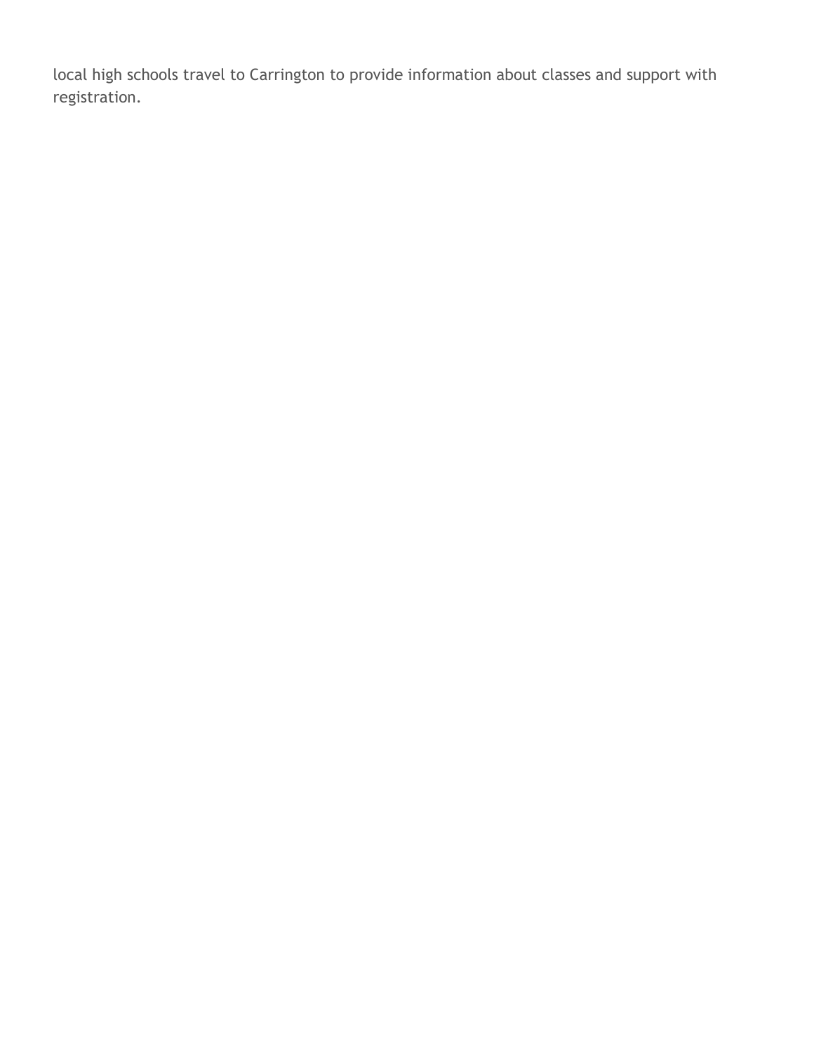local high schools travel to Carrington to provide information about classes and support with registration.